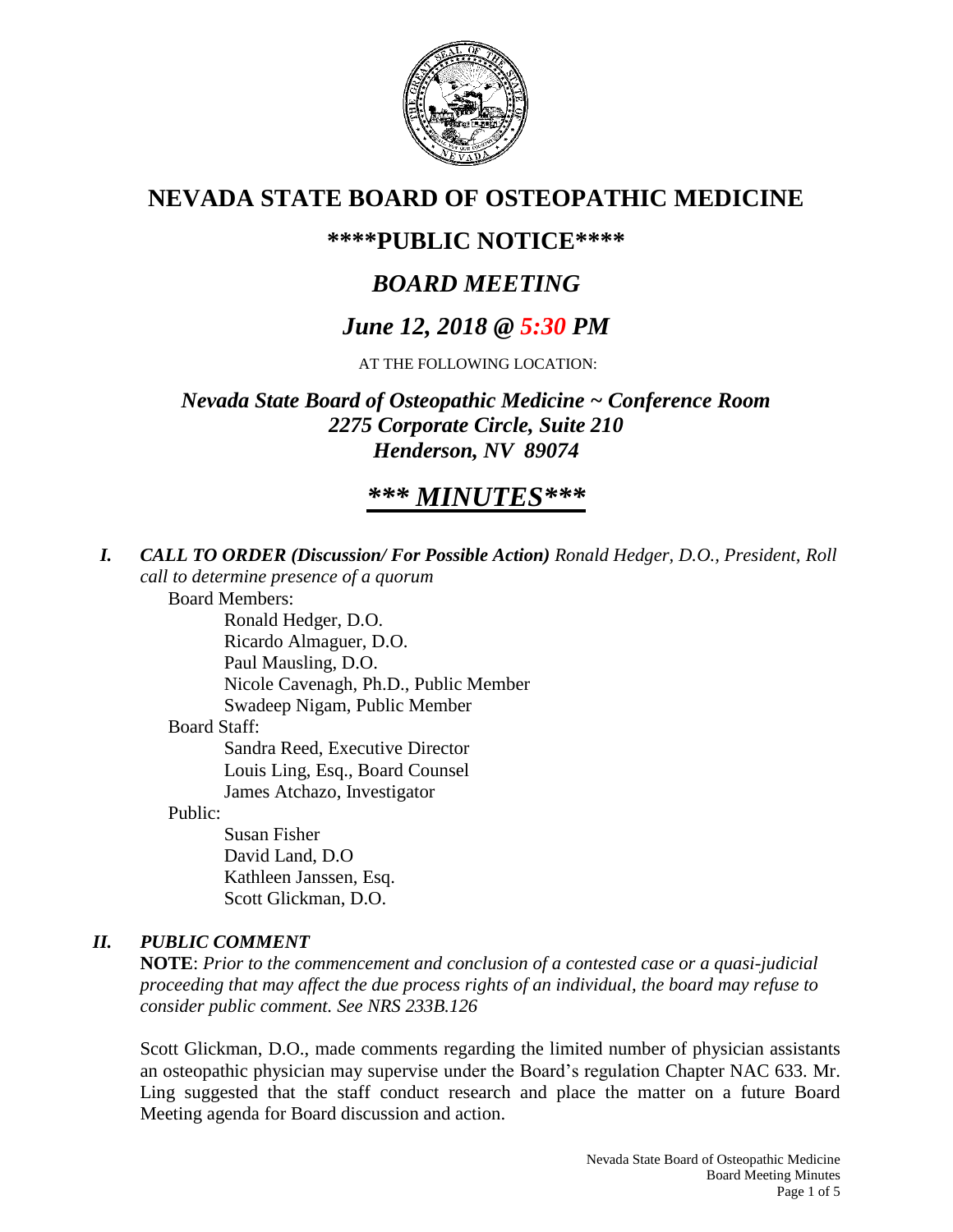# NEVADA STATE BOARD OF OSTEOPATHIC MEDICINE

## \*\*\*\*PUBLIC NOTICE\*\*\*\*

## *BOARD MEETING*

## *June 12, 2018 @ 5:30 PM*

AT THE FOLLOWING LOCATION:

***Nevada State Board of Osteopathic Medicine ~ Conference Room***
***2275 Corporate Circle, Suite 210***
***Henderson, NV 89074***

# *\*\*\* MINUTES\*\*\**

***I. CALL TO ORDER (Discussion/ For Possible Action)*** *Ronald Hedger, D.O., President, Roll call to determine presence of a quorum*

Board Members:

- Ronald Hedger, D.O.
- Ricardo Almaguer, D.O.
- Paul Mausling, D.O.
- Nicole Cavenagh, Ph.D., Public Member
- Swadeep Nigam, Public Member

Board Staff:

- Sandra Reed, Executive Director
- Louis Ling, Esq., Board Counsel
- James Atchazo, Investigator

Public:

- Susan Fisher
- David Land, D.O
- Kathleen Janssen, Esq.
- Scott Glickman, D.O.

***II. PUBLIC COMMENT***

**NOTE**: *Prior to the commencement and conclusion of a contested case or a quasi-judicial proceeding that may affect the due process rights of an individual, the board may refuse to consider public comment. See NRS 233B.126*

Scott Glickman, D.O., made comments regarding the limited number of physician assistants an osteopathic physician may supervise under the Board's regulation Chapter NAC 633. Mr. Ling suggested that the staff conduct research and place the matter on a future Board Meeting agenda for Board discussion and action.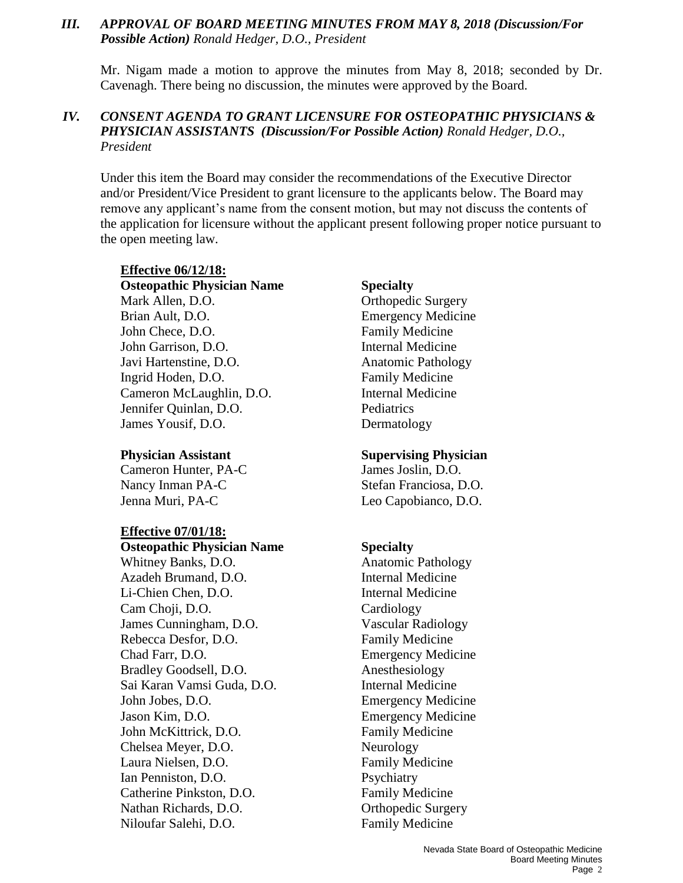### *III. APPROVAL OF BOARD MEETING MINUTES FROM MAY 8, 2018 (Discussion/For Possible Action) Ronald Hedger, D.O., President*

Mr. Nigam made a motion to approve the minutes from May 8, 2018; seconded by Dr. Cavenagh. There being no discussion, the minutes were approved by the Board.

### *IV. CONSENT AGENDA TO GRANT LICENSURE FOR OSTEOPATHIC PHYSICIANS & PHYSICIAN ASSISTANTS (Discussion/For Possible Action) Ronald Hedger, D.O., President*

Under this item the Board may consider the recommendations of the Executive Director and/or President/Vice President to grant licensure to the applicants below. The Board may remove any applicant's name from the consent motion, but may not discuss the contents of the application for licensure without the applicant present following proper notice pursuant to the open meeting law.

**Effective 06/12/18:**

| Osteopathic Physician Name | Specialty |
|---|---|
| Mark Allen, D.O. | Orthopedic Surgery |
| Brian Ault, D.O. | Emergency Medicine |
| John Chece, D.O. | Family Medicine |
| John Garrison, D.O. | Internal Medicine |
| Javi Hartenstine, D.O. | Anatomic Pathology |
| Ingrid Hoden, D.O. | Family Medicine |
| Cameron McLaughlin, D.O. | Internal Medicine |
| Jennifer Quinlan, D.O. | Pediatrics |
| James Yousif, D.O. | Dermatology |

| Physician Assistant | Supervising Physician |
|---|---|
| Cameron Hunter, PA-C | James Joslin, D.O. |
| Nancy Inman PA-C | Stefan Franciosa, D.O. |
| Jenna Muri, PA-C | Leo Capobianco, D.O. |

**Effective 07/01/18:**

| Osteopathic Physician Name | Specialty |
|---|---|
| Whitney Banks, D.O. | Anatomic Pathology |
| Azadeh Brumand, D.O. | Internal Medicine |
| Li-Chien Chen, D.O. | Internal Medicine |
| Cam Choji, D.O. | Cardiology |
| James Cunningham, D.O. | Vascular Radiology |
| Rebecca Desfor, D.O. | Family Medicine |
| Chad Farr, D.O. | Emergency Medicine |
| Bradley Goodsell, D.O. | Anesthesiology |
| Sai Karan Vamsi Guda, D.O. | Internal Medicine |
| John Jobes, D.O. | Emergency Medicine |
| Jason Kim, D.O. | Emergency Medicine |
| John McKittrick, D.O. | Family Medicine |
| Chelsea Meyer, D.O. | Neurology |
| Laura Nielsen, D.O. | Family Medicine |
| Ian Penniston, D.O. | Psychiatry |
| Catherine Pinkston, D.O. | Family Medicine |
| Nathan Richards, D.O. | Orthopedic Surgery |
| Niloufar Salehi, D.O. | Family Medicine |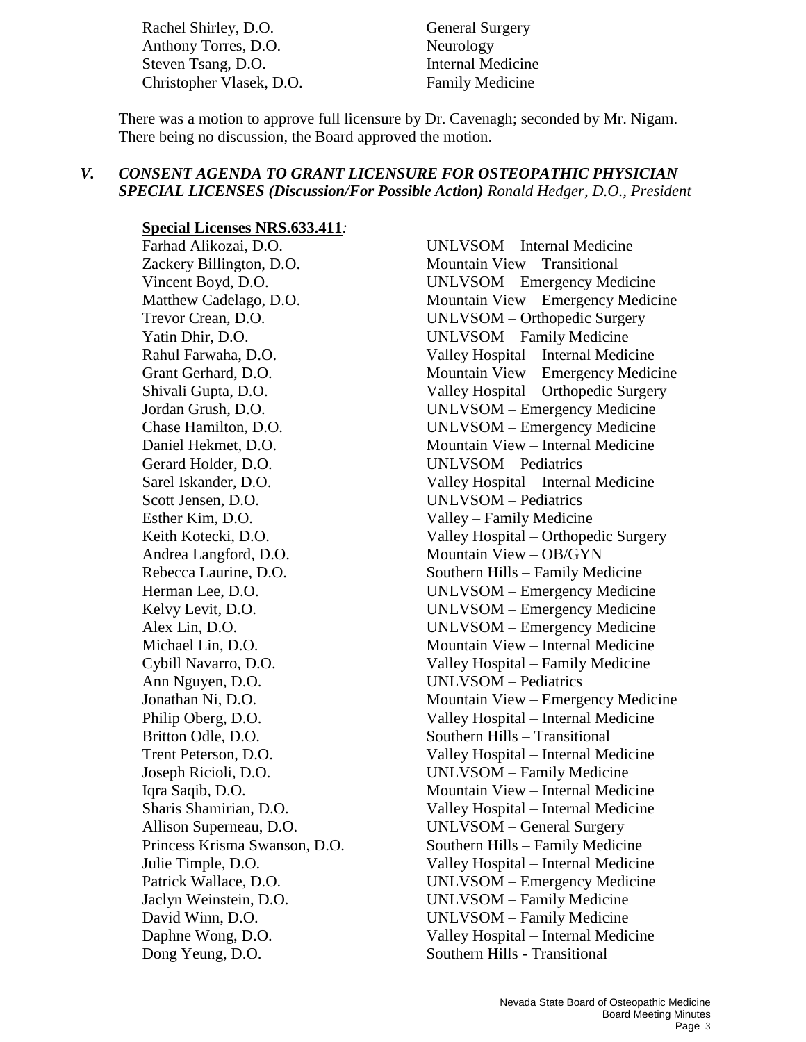| | |
|---|---|
| Rachel Shirley, D.O. | General Surgery |
| Anthony Torres, D.O. | Neurology |
| Steven Tsang, D.O. | Internal Medicine |
| Christopher Vlasek, D.O. | Family Medicine |

There was a motion to approve full licensure by Dr. Cavenagh; seconded by Mr. Nigam. There being no discussion, the Board approved the motion.

## *V. CONSENT AGENDA TO GRANT LICENSURE FOR OSTEOPATHIC PHYSICIAN SPECIAL LICENSES (Discussion/For Possible Action) Ronald Hedger, D.O., President*

**Special Licenses NRS.633.411***:*

| | |
|---|---|
| Farhad Alikozai, D.O. | UNLVSOM – Internal Medicine |
| Zackery Billington, D.O. | Mountain View – Transitional |
| Vincent Boyd, D.O. | UNLVSOM – Emergency Medicine |
| Matthew Cadelago, D.O. | Mountain View – Emergency Medicine |
| Trevor Crean, D.O. | UNLVSOM – Orthopedic Surgery |
| Yatin Dhir, D.O. | UNLVSOM – Family Medicine |
| Rahul Farwaha, D.O. | Valley Hospital – Internal Medicine |
| Grant Gerhard, D.O. | Mountain View – Emergency Medicine |
| Shivali Gupta, D.O. | Valley Hospital – Orthopedic Surgery |
| Jordan Grush, D.O. | UNLVSOM – Emergency Medicine |
| Chase Hamilton, D.O. | UNLVSOM – Emergency Medicine |
| Daniel Hekmet, D.O. | Mountain View – Internal Medicine |
| Gerard Holder, D.O. | UNLVSOM – Pediatrics |
| Sarel Iskander, D.O. | Valley Hospital – Internal Medicine |
| Scott Jensen, D.O. | UNLVSOM – Pediatrics |
| Esther Kim, D.O. | Valley – Family Medicine |
| Keith Kotecki, D.O. | Valley Hospital – Orthopedic Surgery |
| Andrea Langford, D.O. | Mountain View – OB/GYN |
| Rebecca Laurine, D.O. | Southern Hills – Family Medicine |
| Herman Lee, D.O. | UNLVSOM – Emergency Medicine |
| Kelvy Levit, D.O. | UNLVSOM – Emergency Medicine |
| Alex Lin, D.O. | UNLVSOM – Emergency Medicine |
| Michael Lin, D.O. | Mountain View – Internal Medicine |
| Cybill Navarro, D.O. | Valley Hospital – Family Medicine |
| Ann Nguyen, D.O. | UNLVSOM – Pediatrics |
| Jonathan Ni, D.O. | Mountain View – Emergency Medicine |
| Philip Oberg, D.O. | Valley Hospital – Internal Medicine |
| Britton Odle, D.O. | Southern Hills – Transitional |
| Trent Peterson, D.O. | Valley Hospital – Internal Medicine |
| Joseph Ricioli, D.O. | UNLVSOM – Family Medicine |
| Iqra Saqib, D.O. | Mountain View – Internal Medicine |
| Sharis Shamirian, D.O. | Valley Hospital – Internal Medicine |
| Allison Superneau, D.O. | UNLVSOM – General Surgery |
| Princess Krisma Swanson, D.O. | Southern Hills – Family Medicine |
| Julie Timple, D.O. | Valley Hospital – Internal Medicine |
| Patrick Wallace, D.O. | UNLVSOM – Emergency Medicine |
| Jaclyn Weinstein, D.O. | UNLVSOM – Family Medicine |
| David Winn, D.O. | UNLVSOM – Family Medicine |
| Daphne Wong, D.O. | Valley Hospital – Internal Medicine |
| Dong Yeung, D.O. | Southern Hills - Transitional |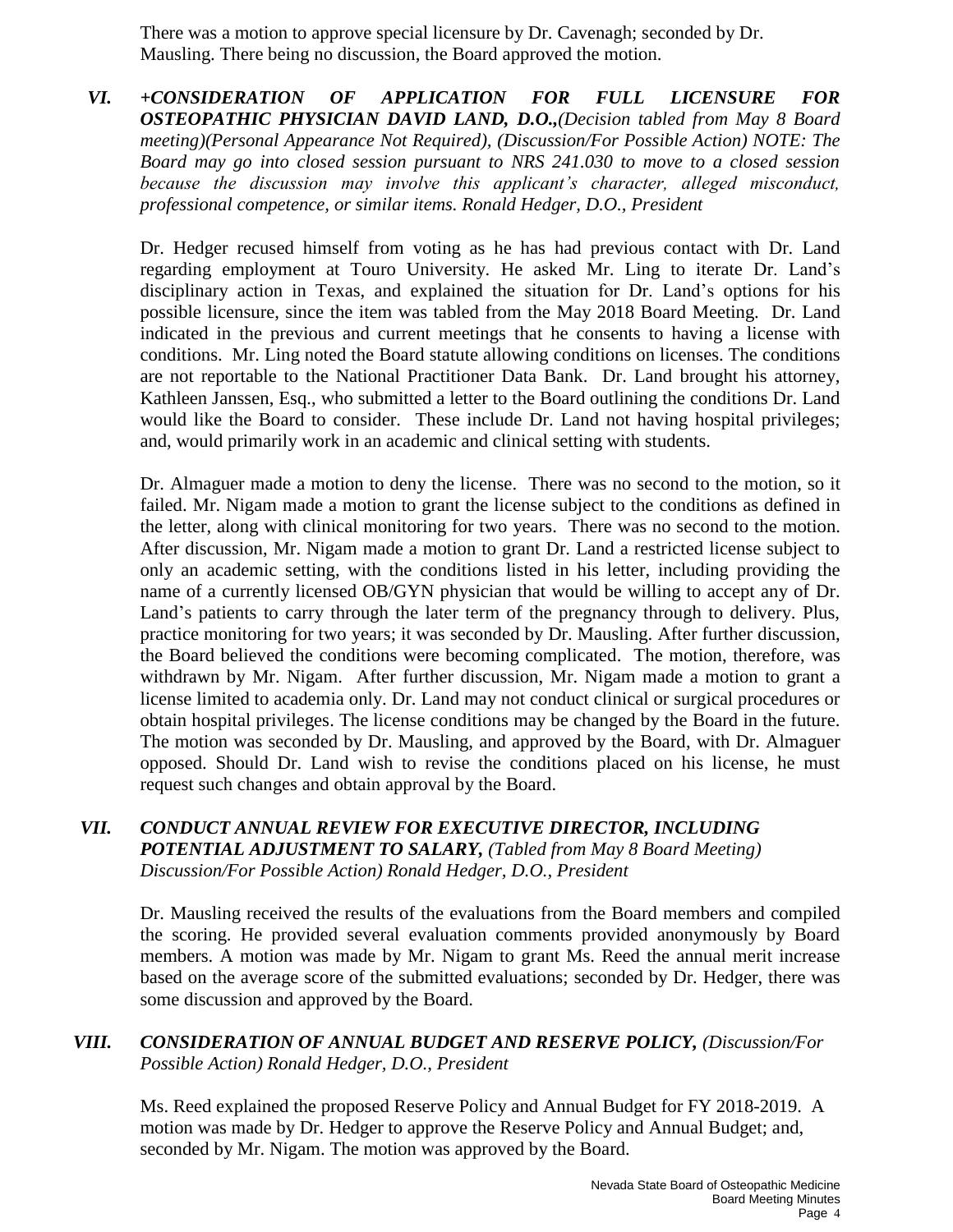There was a motion to approve special licensure by Dr. Cavenagh; seconded by Dr. Mausling. There being no discussion, the Board approved the motion.

### *VI. +CONSIDERATION OF APPLICATION FOR FULL LICENSURE FOR OSTEOPATHIC PHYSICIAN DAVID LAND, D.O.,(Decision tabled from May 8 Board meeting)(Personal Appearance Not Required), (Discussion/For Possible Action) NOTE: The Board may go into closed session pursuant to NRS 241.030 to move to a closed session because the discussion may involve this applicant's character, alleged misconduct, professional competence, or similar items. Ronald Hedger, D.O., President*

Dr. Hedger recused himself from voting as he has had previous contact with Dr. Land regarding employment at Touro University. He asked Mr. Ling to iterate Dr. Land's disciplinary action in Texas, and explained the situation for Dr. Land's options for his possible licensure, since the item was tabled from the May 2018 Board Meeting. Dr. Land indicated in the previous and current meetings that he consents to having a license with conditions. Mr. Ling noted the Board statute allowing conditions on licenses. The conditions are not reportable to the National Practitioner Data Bank. Dr. Land brought his attorney, Kathleen Janssen, Esq., who submitted a letter to the Board outlining the conditions Dr. Land would like the Board to consider. These include Dr. Land not having hospital privileges; and, would primarily work in an academic and clinical setting with students.

Dr. Almaguer made a motion to deny the license. There was no second to the motion, so it failed. Mr. Nigam made a motion to grant the license subject to the conditions as defined in the letter, along with clinical monitoring for two years. There was no second to the motion. After discussion, Mr. Nigam made a motion to grant Dr. Land a restricted license subject to only an academic setting, with the conditions listed in his letter, including providing the name of a currently licensed OB/GYN physician that would be willing to accept any of Dr. Land's patients to carry through the later term of the pregnancy through to delivery. Plus, practice monitoring for two years; it was seconded by Dr. Mausling. After further discussion, the Board believed the conditions were becoming complicated. The motion, therefore, was withdrawn by Mr. Nigam. After further discussion, Mr. Nigam made a motion to grant a license limited to academia only. Dr. Land may not conduct clinical or surgical procedures or obtain hospital privileges. The license conditions may be changed by the Board in the future. The motion was seconded by Dr. Mausling, and approved by the Board, with Dr. Almaguer opposed. Should Dr. Land wish to revise the conditions placed on his license, he must request such changes and obtain approval by the Board.

### *VII. CONDUCT ANNUAL REVIEW FOR EXECUTIVE DIRECTOR, INCLUDING POTENTIAL ADJUSTMENT TO SALARY, (Tabled from May 8 Board Meeting) Discussion/For Possible Action) Ronald Hedger, D.O., President*

Dr. Mausling received the results of the evaluations from the Board members and compiled the scoring. He provided several evaluation comments provided anonymously by Board members. A motion was made by Mr. Nigam to grant Ms. Reed the annual merit increase based on the average score of the submitted evaluations; seconded by Dr. Hedger, there was some discussion and approved by the Board.

### *VIII. CONSIDERATION OF ANNUAL BUDGET AND RESERVE POLICY, (Discussion/For Possible Action) Ronald Hedger, D.O., President*

Ms. Reed explained the proposed Reserve Policy and Annual Budget for FY 2018-2019. A motion was made by Dr. Hedger to approve the Reserve Policy and Annual Budget; and, seconded by Mr. Nigam. The motion was approved by the Board.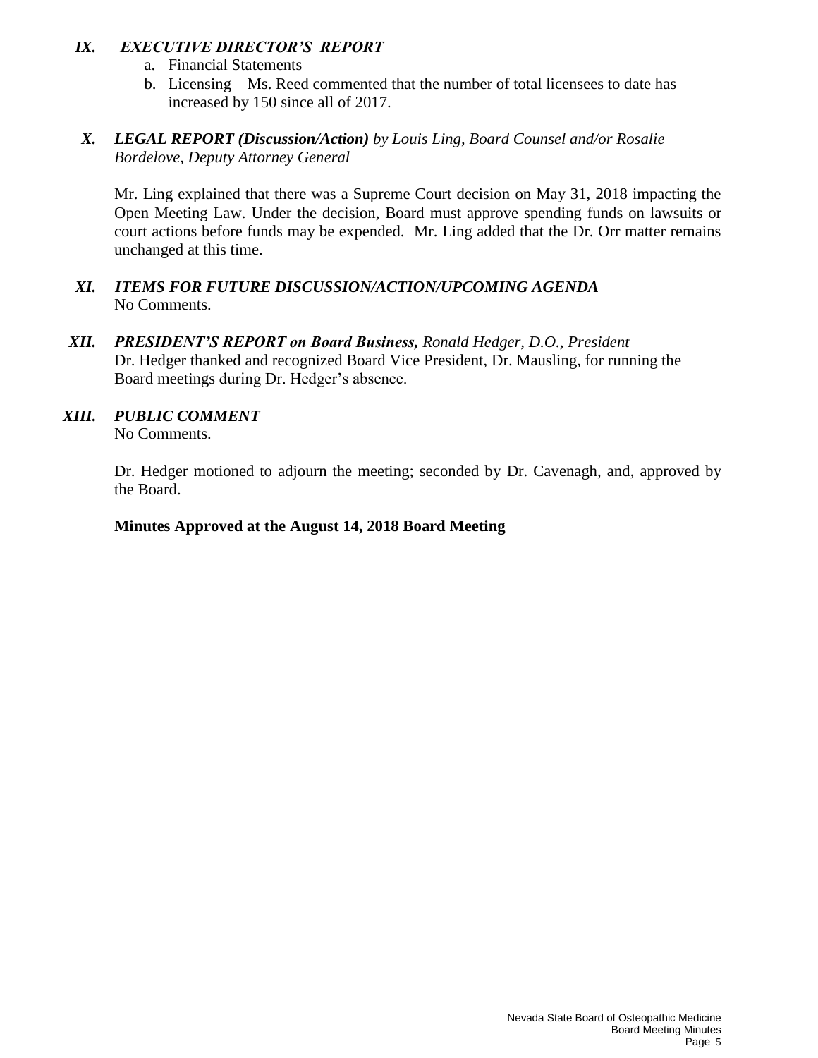## *IX. EXECUTIVE DIRECTOR'S REPORT*

a. Financial Statements
b. Licensing – Ms. Reed commented that the number of total licensees to date has increased by 150 since all of 2017.

## *X. LEGAL REPORT (Discussion/Action) by Louis Ling, Board Counsel and/or Rosalie Bordelove, Deputy Attorney General*

Mr. Ling explained that there was a Supreme Court decision on May 31, 2018 impacting the Open Meeting Law. Under the decision, Board must approve spending funds on lawsuits or court actions before funds may be expended. Mr. Ling added that the Dr. Orr matter remains unchanged at this time.

## *XI. ITEMS FOR FUTURE DISCUSSION/ACTION/UPCOMING AGENDA*

No Comments.

## *XII. PRESIDENT'S REPORT on Board Business, Ronald Hedger, D.O., President*

Dr. Hedger thanked and recognized Board Vice President, Dr. Mausling, for running the Board meetings during Dr. Hedger's absence.

## *XIII. PUBLIC COMMENT*

No Comments.

Dr. Hedger motioned to adjourn the meeting; seconded by Dr. Cavenagh, and, approved by the Board.

**Minutes Approved at the August 14, 2018 Board Meeting**